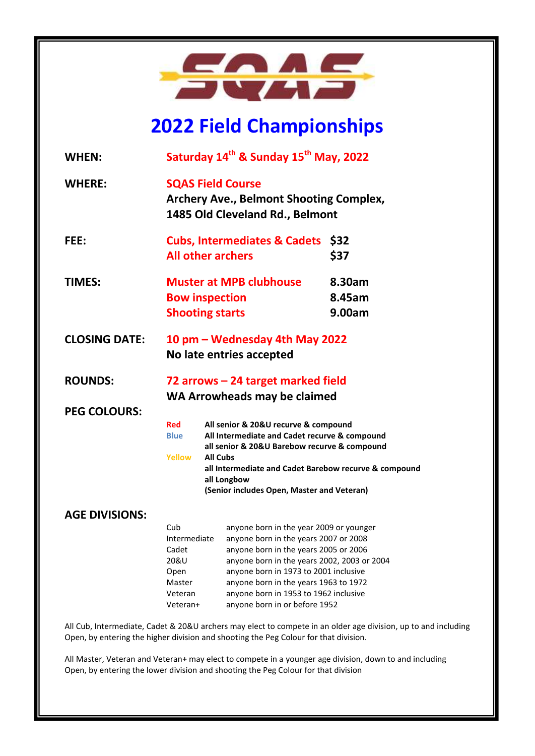SQAS

# 2022 Field Championships

**WHEN:** Saturday 14th & Sunday 15th May, 2022

**WHERE:** SQAS Field Course
Archery Ave., Belmont Shooting Complex,
1485 Old Cleveland Rd., Belmont

**FEE:**

| | |
|---|---|
| Cubs, Intermediates & Cadets | $32 |
| All other archers | $37 |

**TIMES:**

| | |
|---|---|
| Muster at MPB clubhouse | 8.30am |
| Bow inspection | 8.45am |
| Shooting starts | 9.00am |

**CLOSING DATE:** 10 pm – Wednesday 4th May 2022
No late entries accepted

**ROUNDS:** 72 arrows – 24 target marked field
WA Arrowheads may be claimed

**PEG COLOURS:**

| | |
|---|---|
| Red | All senior & 20&U recurve & compound |
| Blue | All Intermediate and Cadet recurve & compound<br>all senior & 20&U Barebow recurve & compound |
| Yellow | All Cubs<br>all Intermediate and Cadet Barebow recurve & compound<br>all Longbow<br>(Senior includes Open, Master and Veteran) |

**AGE DIVISIONS:**

| | |
|---|---|
| Cub | anyone born in the year 2009 or younger |
| Intermediate | anyone born in the years 2007 or 2008 |
| Cadet | anyone born in the years 2005 or 2006 |
| 20&U | anyone born in the years 2002, 2003 or 2004 |
| Open | anyone born in 1973 to 2001 inclusive |
| Master | anyone born in the years 1963 to 1972 |
| Veteran | anyone born in 1953 to 1962 inclusive |
| Veteran+ | anyone born in or before 1952 |

All Cub, Intermediate, Cadet & 20&U archers may elect to compete in an older age division, up to and including Open, by entering the higher division and shooting the Peg Colour for that division.

All Master, Veteran and Veteran+ may elect to compete in a younger age division, down to and including Open, by entering the lower division and shooting the Peg Colour for that division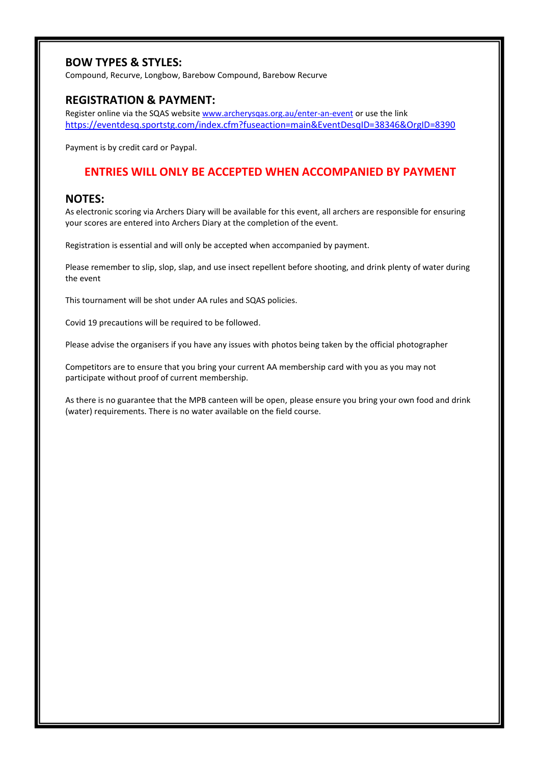## BOW TYPES & STYLES:

Compound, Recurve, Longbow, Barebow Compound, Barebow Recurve

## REGISTRATION & PAYMENT:

Register online via the SQAS website www.archerysqas.org.au/enter-an-event or use the link https://eventdesq.sportstg.com/index.cfm?fuseaction=main&EventDesqID=38346&OrgID=8390

Payment is by credit card or Paypal.

**ENTRIES WILL ONLY BE ACCEPTED WHEN ACCOMPANIED BY PAYMENT**

## NOTES:

As electronic scoring via Archers Diary will be available for this event, all archers are responsible for ensuring your scores are entered into Archers Diary at the completion of the event.

Registration is essential and will only be accepted when accompanied by payment.

Please remember to slip, slop, slap, and use insect repellent before shooting, and drink plenty of water during the event

This tournament will be shot under AA rules and SQAS policies.

Covid 19 precautions will be required to be followed.

Please advise the organisers if you have any issues with photos being taken by the official photographer

Competitors are to ensure that you bring your current AA membership card with you as you may not participate without proof of current membership.

As there is no guarantee that the MPB canteen will be open, please ensure you bring your own food and drink (water) requirements. There is no water available on the field course.